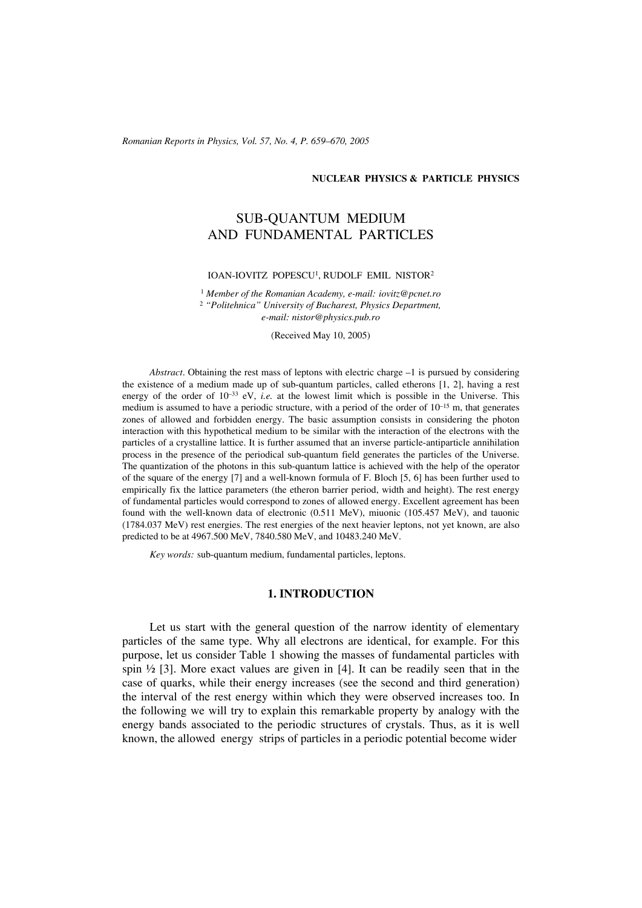NUCLEAR PHYSICS & PARTICLE PHYSICS

# SUB-QUANTUM MEDIUM AND FUNDAMENTAL PARTICLES

IOAN-IOVITZ POPESCU[1], RUDOLF EMIL NISTOR[2]

[1] *Member of the Romanian Academy, e-mail: iovitz@pcnet.ro*
[2] *"Politehnica" University of Bucharest, Physics Department, e-mail: nistor@physics.pub.ro*

(Received May 10, 2005)

*Abstract*. Obtaining the rest mass of leptons with electric charge –1 is pursued by considering the existence of a medium made up of sub-quantum particles, called etherons [1, 2], having a rest energy of the order of $10^{-33}$ eV, *i.e.* at the lowest limit which is possible in the Universe. This medium is assumed to have a periodic structure, with a period of the order of $10^{-15}$ m, that generates zones of allowed and forbidden energy. The basic assumption consists in considering the photon interaction with this hypothetical medium to be similar with the interaction of the electrons with the particles of a crystalline lattice. It is further assumed that an inverse particle-antiparticle annihilation process in the presence of the periodical sub-quantum field generates the particles of the Universe. The quantization of the photons in this sub-quantum lattice is achieved with the help of the operator of the square of the energy [7] and a well-known formula of F. Bloch [5, 6] has been further used to empirically fix the lattice parameters (the etheron barrier period, width and height). The rest energy of fundamental particles would correspond to zones of allowed energy. Excellent agreement has been found with the well-known data of electronic (0.511 MeV), miuonic (105.457 MeV), and tauonic (1784.037 MeV) rest energies. The rest energies of the next heavier leptons, not yet known, are also predicted to be at 4967.500 MeV, 7840.580 MeV, and 10483.240 MeV.

*Key words:* sub-quantum medium, fundamental particles, leptons.

## 1. INTRODUCTION

Let us start with the general question of the narrow identity of elementary particles of the same type. Why all electrons are identical, for example. For this purpose, let us consider Table 1 showing the masses of fundamental particles with spin ½ [3]. More exact values are given in [4]. It can be readily seen that in the case of quarks, while their energy increases (see the second and third generation) the interval of the rest energy within which they were observed increases too. In the following we will try to explain this remarkable property by analogy with the energy bands associated to the periodic structures of crystals. Thus, as it is well known, the allowed energy strips of particles in a periodic potential become wider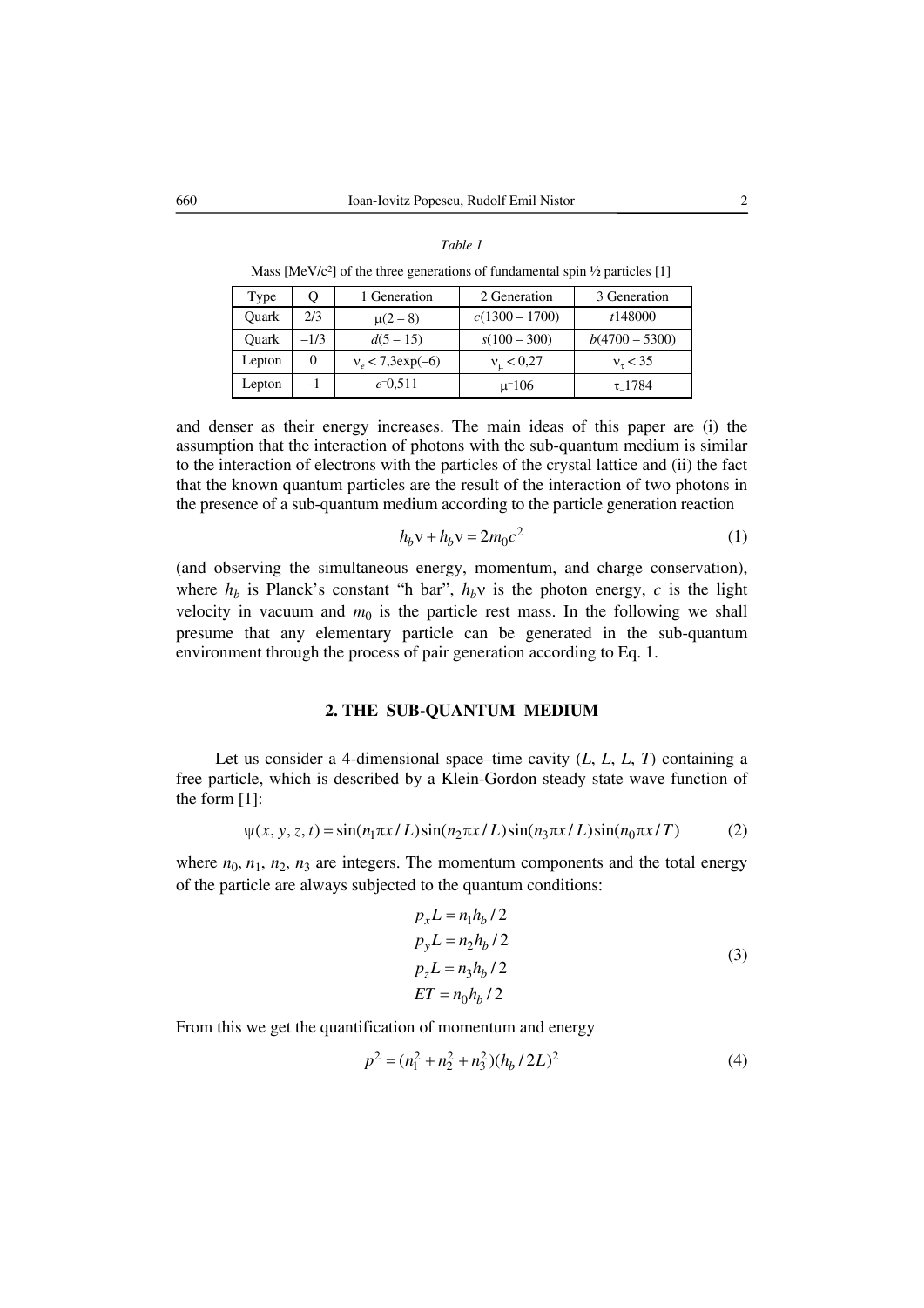*Table 1*

Mass [MeV/c$^2$] of the three generations of fundamental spin ½ particles [1]

| Type | Q | 1 Generation | 2 Generation | 3 Generation |
|---|---|---|---|---|
| Quark | 2/3 | $\mu(2-8)$ | $c(1300-1700)$ | $t148000$ |
| Quark | –1/3 | $d(5-15)$ | $s(100-300)$ | $b(4700-5300)$ |
| Lepton | 0 | $\nu_e < 7{,}3\exp(-6)$ | $\nu_\mu < 0{,}27$ | $\nu_\tau < 35$ |
| Lepton | –1 | $e^-0{,}511$ | $\mu^-106$ | $\tau\_1784$ |

and denser as their energy increases. The main ideas of this paper are (i) the assumption that the interaction of photons with the sub-quantum medium is similar to the interaction of electrons with the particles of the crystal lattice and (ii) the fact that the known quantum particles are the result of the interaction of two photons in the presence of a sub-quantum medium according to the particle generation reaction

$$h_b\nu + h_b\nu = 2m_0c^2 \tag{1}$$

(and observing the simultaneous energy, momentum, and charge conservation), where $h_b$ is Planck's constant "h bar", $h_b\nu$ is the photon energy, $c$ is the light velocity in vacuum and $m_0$ is the particle rest mass. In the following we shall presume that any elementary particle can be generated in the sub-quantum environment through the process of pair generation according to Eq. 1.

## 2. THE SUB-QUANTUM MEDIUM

Let us consider a 4-dimensional space–time cavity ($L$, $L$, $L$, $T$) containing a free particle, which is described by a Klein-Gordon steady state wave function of the form [1]:

$$\psi(x, y, z, t) = \sin(n_1\pi x / L)\sin(n_2\pi x / L)\sin(n_3\pi x / L)\sin(n_0\pi x / T) \tag{2}$$

where $n_0$, $n_1$, $n_2$, $n_3$ are integers. The momentum components and the total energy of the particle are always subjected to the quantum conditions:

$$\begin{aligned} p_xL &= n_1h_b/2 \\ p_yL &= n_2h_b/2 \\ p_zL &= n_3h_b/2 \\ ET &= n_0h_b/2 \end{aligned} \tag{3}$$

From this we get the quantification of momentum and energy

$$p^2 = (n_1^2 + n_2^2 + n_3^2)(h_b/2L)^2 \tag{4}$$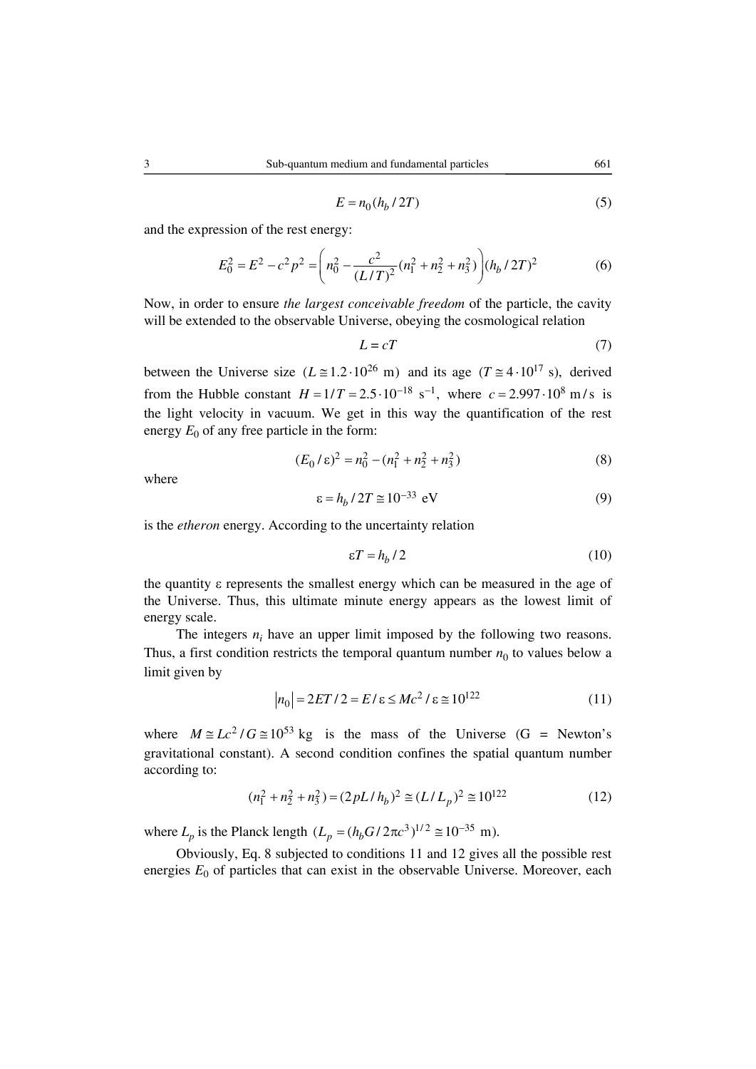$$E = n_0 (h_b / 2T) \tag{5}$$

and the expression of the rest energy:

$$E_0^2 = E^2 - c^2 p^2 = \left( n_0^2 - \frac{c^2}{(L/T)^2} (n_1^2 + n_2^2 + n_3^2) \right) (h_b / 2T)^2 \tag{6}$$

Now, in order to ensure *the largest conceivable freedom* of the particle, the cavity will be extended to the observable Universe, obeying the cosmological relation

$$L = cT \tag{7}$$

between the Universe size $(L \cong 1.2 \cdot 10^{26}\ \text{m})$ and its age $(T \cong 4 \cdot 10^{17}\ \text{s})$, derived from the Hubble constant $H = 1/T = 2.5 \cdot 10^{-18}\ \text{s}^{-1}$, where $c = 2.997 \cdot 10^8\ \text{m/s}$ is the light velocity in vacuum. We get in this way the quantification of the rest energy $E_0$ of any free particle in the form:

$$(E_0 / \varepsilon)^2 = n_0^2 - (n_1^2 + n_2^2 + n_3^2) \tag{8}$$

where

$$\varepsilon = h_b / 2T \cong 10^{-33}\ \text{eV} \tag{9}$$

is the *etheron* energy. According to the uncertainty relation

$$\varepsilon T = h_b / 2 \tag{10}$$

the quantity $\varepsilon$ represents the smallest energy which can be measured in the age of the Universe. Thus, this ultimate minute energy appears as the lowest limit of energy scale.

The integers $n_i$ have an upper limit imposed by the following two reasons. Thus, a first condition restricts the temporal quantum number $n_0$ to values below a limit given by

$$|n_0| = 2ET/2 = E/\varepsilon \leq Mc^2/\varepsilon \cong 10^{122} \tag{11}$$

where $M \cong Lc^2/G \cong 10^{53}\ \text{kg}$ is the mass of the Universe (G = Newton's gravitational constant). A second condition confines the spatial quantum number according to:

$$(n_1^2 + n_2^2 + n_3^2) = (2pL/h_b)^2 \cong (L/L_p)^2 \cong 10^{122} \tag{12}$$

where $L_p$ is the Planck length $(L_p = (h_b G / 2\pi c^3)^{1/2} \cong 10^{-35}\ \text{m})$.

Obviously, Eq. 8 subjected to conditions 11 and 12 gives all the possible rest energies $E_0$ of particles that can exist in the observable Universe. Moreover, each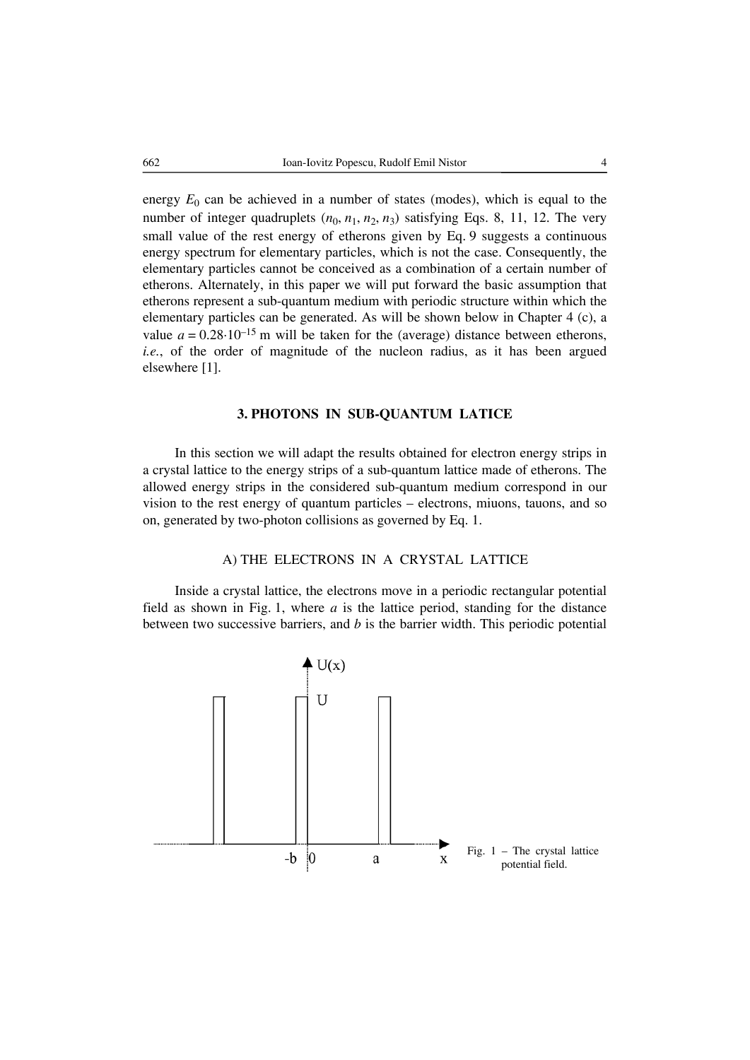energy $E_0$ can be achieved in a number of states (modes), which is equal to the number of integer quadruplets ($n_0$, $n_1$, $n_2$, $n_3$) satisfying Eqs. 8, 11, 12. The very small value of the rest energy of etherons given by Eq. 9 suggests a continuous energy spectrum for elementary particles, which is not the case. Consequently, the elementary particles cannot be conceived as a combination of a certain number of etherons. Alternately, in this paper we will put forward the basic assumption that etherons represent a sub-quantum medium with periodic structure within which the elementary particles can be generated. As will be shown below in Chapter 4 (c), a value $a = 0.28 \cdot 10^{-15}$ m will be taken for the (average) distance between etherons, *i.e.*, of the order of magnitude of the nucleon radius, as it has been argued elsewhere [1].

## 3. PHOTONS IN SUB-QUANTUM LATICE

In this section we will adapt the results obtained for electron energy strips in a crystal lattice to the energy strips of a sub-quantum lattice made of etherons. The allowed energy strips in the considered sub-quantum medium correspond in our vision to the rest energy of quantum particles – electrons, miuons, tauons, and so on, generated by two-photon collisions as governed by Eq. 1.

### A) THE ELECTRONS IN A CRYSTAL LATTICE

Inside a crystal lattice, the electrons move in a periodic rectangular potential field as shown in Fig. 1, where $a$ is the lattice period, standing for the distance between two successive barriers, and $b$ is the barrier width. This periodic potential

Fig. 1 – The crystal lattice potential field.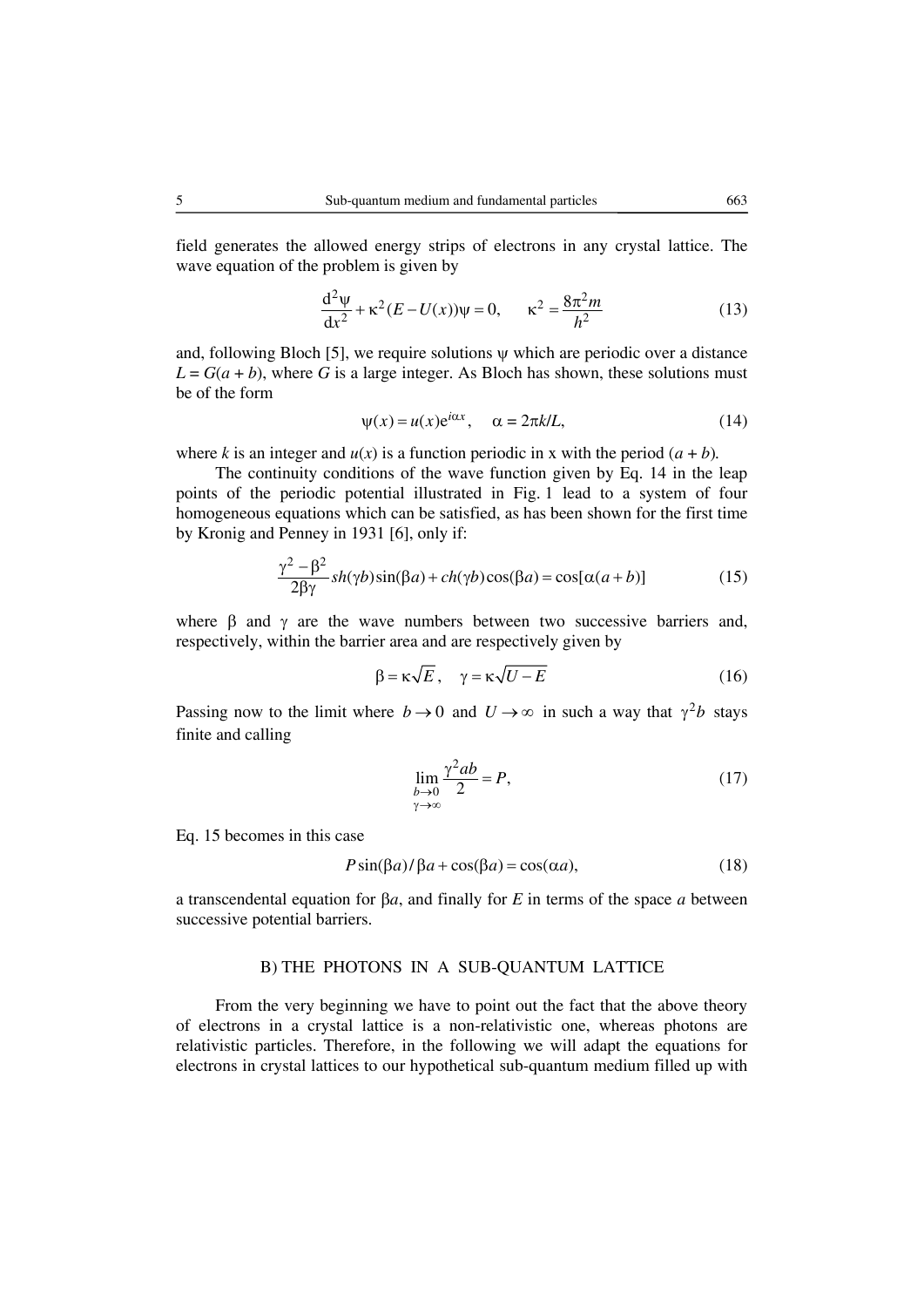field generates the allowed energy strips of electrons in any crystal lattice. The wave equation of the problem is given by

$$\frac{\mathrm{d}^2\psi}{\mathrm{d}x^2} + \kappa^2 (E - U(x))\psi = 0, \qquad \kappa^2 = \frac{8\pi^2 m}{h^2} \tag{13}$$

and, following Bloch [5], we require solutions $\psi$ which are periodic over a distance $L = G(a + b)$, where $G$ is a large integer. As Bloch has shown, these solutions must be of the form

$$\psi(x) = u(x)\mathrm{e}^{i\alpha x}, \quad \alpha = 2\pi k/L, \tag{14}$$

where $k$ is an integer and $u(x)$ is a function periodic in x with the period $(a + b)$.

The continuity conditions of the wave function given by Eq. 14 in the leap points of the periodic potential illustrated in Fig. 1 lead to a system of four homogeneous equations which can be satisfied, as has been shown for the first time by Kronig and Penney in 1931 [6], only if:

$$\frac{\gamma^2 - \beta^2}{2\beta\gamma} sh(\gamma b)\sin(\beta a) + ch(\gamma b)\cos(\beta a) = \cos[\alpha(a + b)] \tag{15}$$

where $\beta$ and $\gamma$ are the wave numbers between two successive barriers and, respectively, within the barrier area and are respectively given by

$$\beta = \kappa\sqrt{E}, \quad \gamma = \kappa\sqrt{U - E} \tag{16}$$

Passing now to the limit where $b \to 0$ and $U \to \infty$ in such a way that $\gamma^2 b$ stays finite and calling

$$\lim_{\substack{b \to 0 \\ \gamma \to \infty}} \frac{\gamma^2 ab}{2} = P, \tag{17}$$

Eq. 15 becomes in this case

$$P\sin(\beta a)/\beta a + \cos(\beta a) = \cos(\alpha a), \tag{18}$$

a transcendental equation for $\beta a$, and finally for $E$ in terms of the space $a$ between successive potential barriers.

## B) THE PHOTONS IN A SUB-QUANTUM LATTICE

From the very beginning we have to point out the fact that the above theory of electrons in a crystal lattice is a non-relativistic one, whereas photons are relativistic particles. Therefore, in the following we will adapt the equations for electrons in crystal lattices to our hypothetical sub-quantum medium filled up with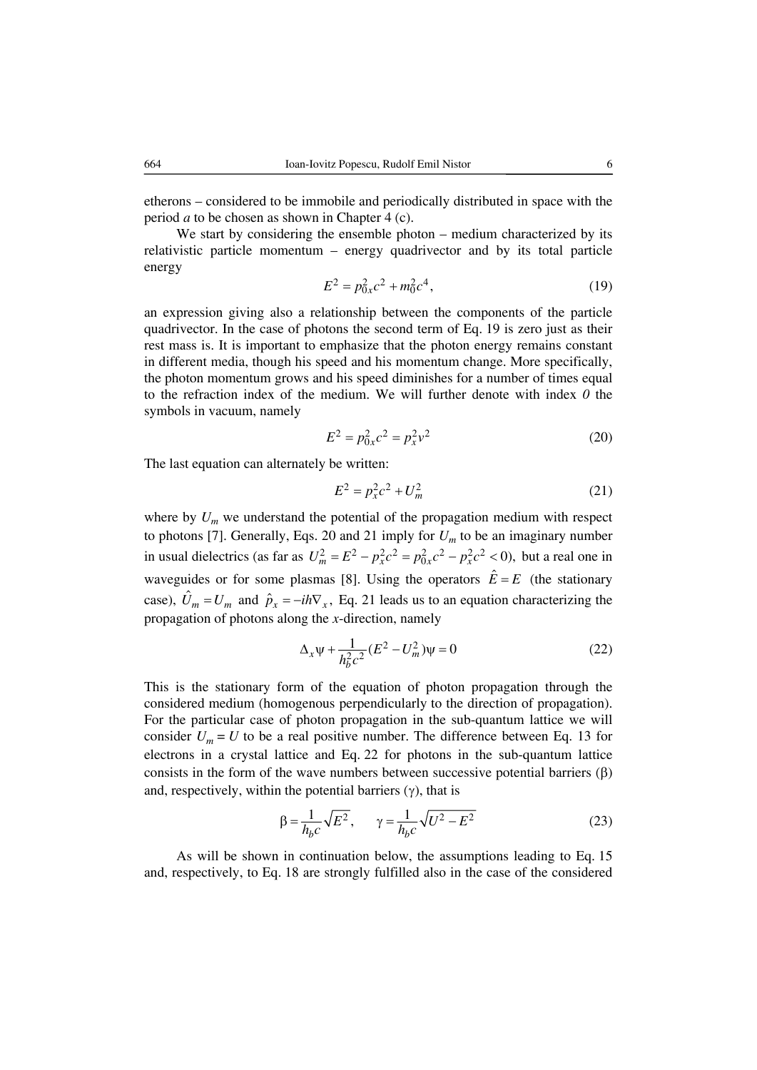etherons – considered to be immobile and periodically distributed in space with the period $a$ to be chosen as shown in Chapter 4 (c).

We start by considering the ensemble photon – medium characterized by its relativistic particle momentum – energy quadrivector and by its total particle energy

$$E^2 = p_{0x}^2 c^2 + m_0^2 c^4, \tag{19}$$

an expression giving also a relationship between the components of the particle quadrivector. In the case of photons the second term of Eq. 19 is zero just as their rest mass is. It is important to emphasize that the photon energy remains constant in different media, though his speed and his momentum change. More specifically, the photon momentum grows and his speed diminishes for a number of times equal to the refraction index of the medium. We will further denote with index *0* the symbols in vacuum, namely

$$E^2 = p_{0x}^2 c^2 = p_x^2 v^2 \tag{20}$$

The last equation can alternately be written:

$$E^2 = p_x^2 c^2 + U_m^2 \tag{21}$$

where by $U_m$ we understand the potential of the propagation medium with respect to photons [7]. Generally, Eqs. 20 and 21 imply for $U_m$ to be an imaginary number in usual dielectrics (as far as $U_m^2 = E^2 - p_x^2 c^2 = p_{0x}^2 c^2 - p_x^2 c^2 < 0$), but a real one in waveguides or for some plasmas [8]. Using the operators $\hat{E} = E$ (the stationary case), $\hat{U}_m = U_m$ and $\hat{p}_x = -ih\nabla_x$, Eq. 21 leads us to an equation characterizing the propagation of photons along the $x$-direction, namely

$$\Delta_x \psi + \frac{1}{h_b^2 c^2}(E^2 - U_m^2)\psi = 0 \tag{22}$$

This is the stationary form of the equation of photon propagation through the considered medium (homogenous perpendicularly to the direction of propagation). For the particular case of photon propagation in the sub-quantum lattice we will consider $U_m = U$ to be a real positive number. The difference between Eq. 13 for electrons in a crystal lattice and Eq. 22 for photons in the sub-quantum lattice consists in the form of the wave numbers between successive potential barriers ($\beta$) and, respectively, within the potential barriers ($\gamma$), that is

$$\beta = \frac{1}{h_b c}\sqrt{E^2}, \qquad \gamma = \frac{1}{h_b c}\sqrt{U^2 - E^2} \tag{23}$$

As will be shown in continuation below, the assumptions leading to Eq. 15 and, respectively, to Eq. 18 are strongly fulfilled also in the case of the considered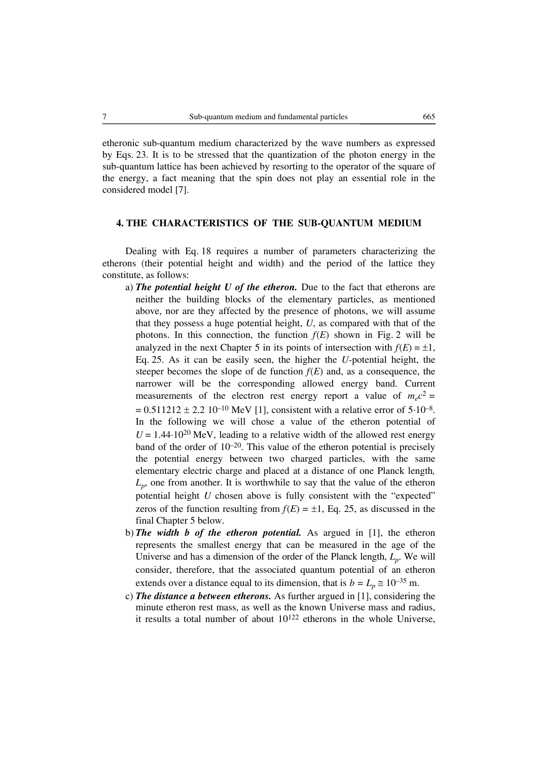etheronic sub-quantum medium characterized by the wave numbers as expressed by Eqs. 23. It is to be stressed that the quantization of the photon energy in the sub-quantum lattice has been achieved by resorting to the operator of the square of the energy, a fact meaning that the spin does not play an essential role in the considered model [7].

## 4. THE CHARACTERISTICS OF THE SUB-QUANTUM MEDIUM

Dealing with Eq. 18 requires a number of parameters characterizing the etherons (their potential height and width) and the period of the lattice they constitute, as follows:

a) ***The potential height U of the etheron.*** Due to the fact that etherons are neither the building blocks of the elementary particles, as mentioned above, nor are they affected by the presence of photons, we will assume that they possess a huge potential height, $U$, as compared with that of the photons. In this connection, the function $f(E)$ shown in Fig. 2 will be analyzed in the next Chapter 5 in its points of intersection with $f(E) = \pm 1$, Eq. 25. As it can be easily seen, the higher the $U$-potential height, the steeper becomes the slope of de function $f(E)$ and, as a consequence, the narrower will be the corresponding allowed energy band. Current measurements of the electron rest energy report a value of $m_e c^2 =$ $= 0.511212 \pm 2.2\ 10^{-10}$ MeV [1], consistent with a relative error of $5 \cdot 10^{-8}$. In the following we will chose a value of the etheron potential of $U = 1.44 \cdot 10^{20}$ MeV, leading to a relative width of the allowed rest energy band of the order of $10^{-20}$. This value of the etheron potential is precisely the potential energy between two charged particles, with the same elementary electric charge and placed at a distance of one Planck length, $L_p$, one from another. It is worthwhile to say that the value of the etheron potential height $U$ chosen above is fully consistent with the "expected" zeros of the function resulting from $f(E) = \pm 1$, Eq. 25, as discussed in the final Chapter 5 below.

b) ***The width b of the etheron potential.*** As argued in [1], the etheron represents the smallest energy that can be measured in the age of the Universe and has a dimension of the order of the Planck length, $L_p$. We will consider, therefore, that the associated quantum potential of an etheron extends over a distance equal to its dimension, that is $b = L_p \cong 10^{-35}$ m.

c) ***The distance a between etherons.*** As further argued in [1], considering the minute etheron rest mass, as well as the known Universe mass and radius, it results a total number of about $10^{122}$ etherons in the whole Universe,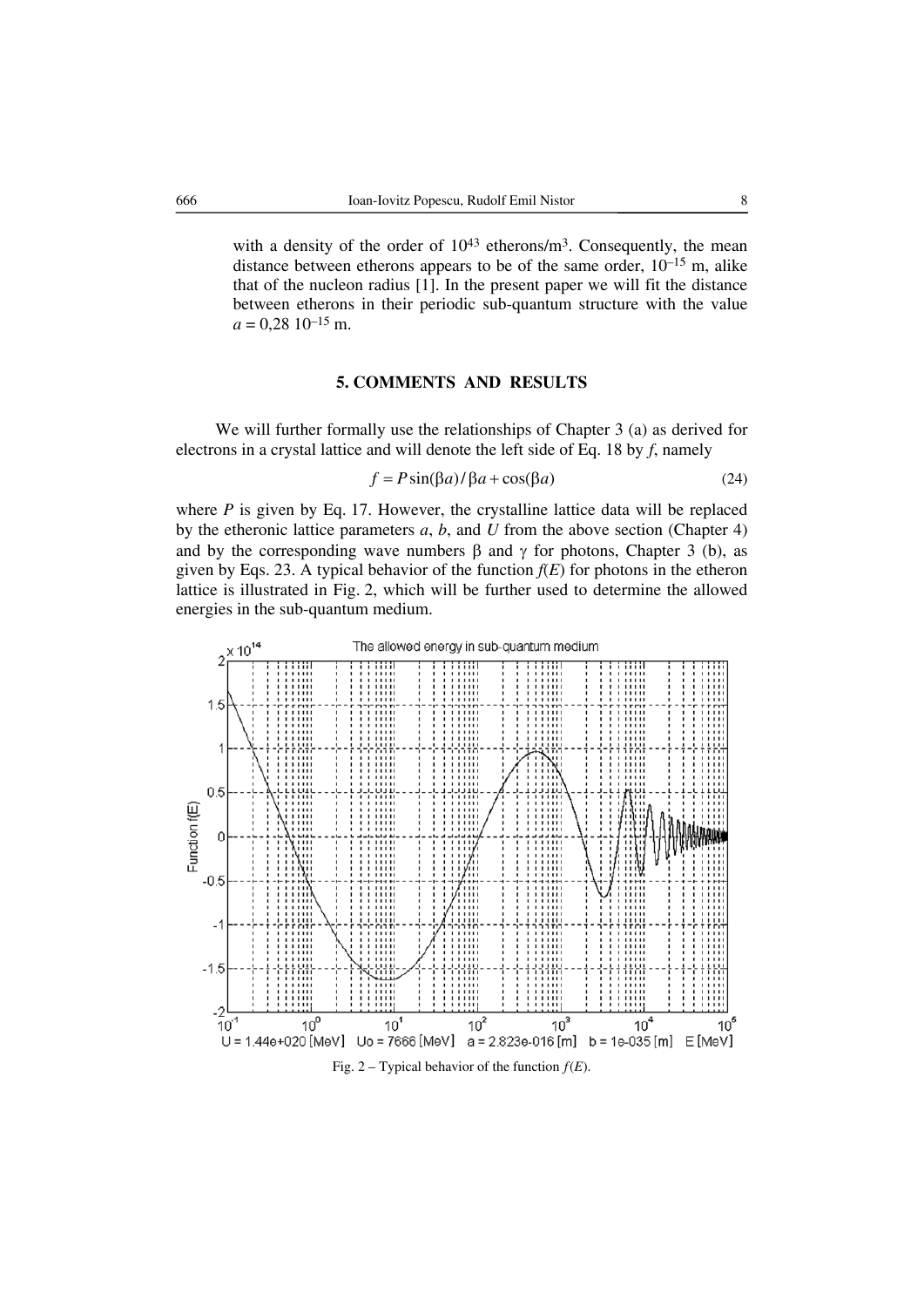with a density of the order of $10^{43}$ etherons/m$^3$. Consequently, the mean distance between etherons appears to be of the same order, $10^{-15}$ m, alike that of the nucleon radius [1]. In the present paper we will fit the distance between etherons in their periodic sub-quantum structure with the value $a = 0{,}28\ 10^{-15}$ m.

## 5. COMMENTS AND RESULTS

We will further formally use the relationships of Chapter 3 (a) as derived for electrons in a crystal lattice and will denote the left side of Eq. 18 by $f$, namely

$$f = P\sin(\beta a)/\beta a + \cos(\beta a) \tag{24}$$

where $P$ is given by Eq. 17. However, the crystalline lattice data will be replaced by the etheronic lattice parameters $a$, $b$, and $U$ from the above section (Chapter 4) and by the corresponding wave numbers $\beta$ and $\gamma$ for photons, Chapter 3 (b), as given by Eqs. 23. A typical behavior of the function $f(E)$ for photons in the etheron lattice is illustrated in Fig. 2, which will be further used to determine the allowed energies in the sub-quantum medium.

Fig. 2 – Typical behavior of the function $f(E)$.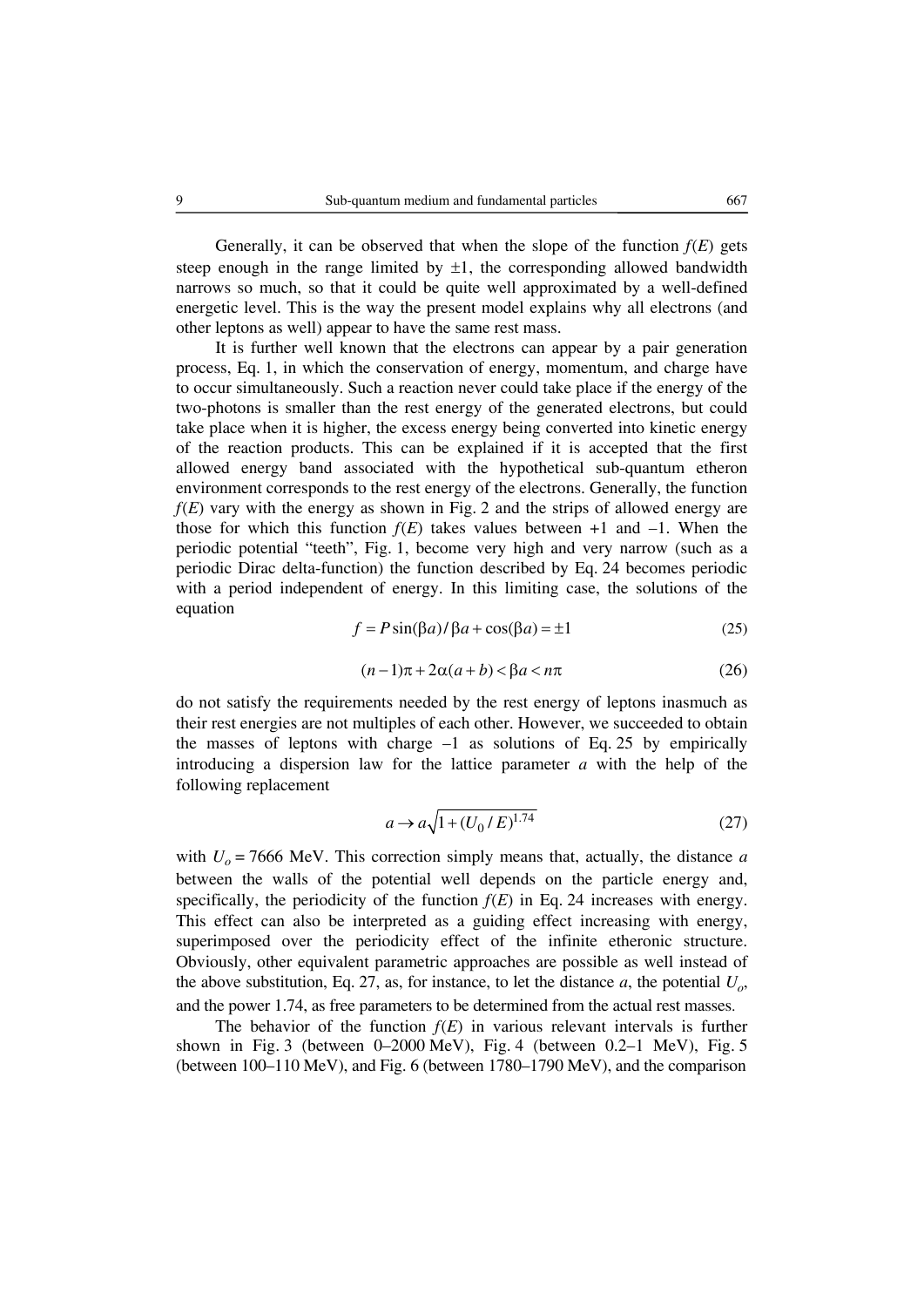Generally, it can be observed that when the slope of the function $f(E)$ gets steep enough in the range limited by $\pm 1$, the corresponding allowed bandwidth narrows so much, so that it could be quite well approximated by a well-defined energetic level. This is the way the present model explains why all electrons (and other leptons as well) appear to have the same rest mass.

It is further well known that the electrons can appear by a pair generation process, Eq. 1, in which the conservation of energy, momentum, and charge have to occur simultaneously. Such a reaction never could take place if the energy of the two-photons is smaller than the rest energy of the generated electrons, but could take place when it is higher, the excess energy being converted into kinetic energy of the reaction products. This can be explained if it is accepted that the first allowed energy band associated with the hypothetical sub-quantum etheron environment corresponds to the rest energy of the electrons. Generally, the function $f(E)$ vary with the energy as shown in Fig. 2 and the strips of allowed energy are those for which this function $f(E)$ takes values between +1 and –1. When the periodic potential "teeth", Fig. 1, become very high and very narrow (such as a periodic Dirac delta-function) the function described by Eq. 24 becomes periodic with a period independent of energy. In this limiting case, the solutions of the equation

$$f = P\sin(\beta a)/\beta a + \cos(\beta a) = \pm 1 \tag{25}$$

$$(n-1)\pi + 2\alpha(a+b) < \beta a < n\pi \tag{26}$$

do not satisfy the requirements needed by the rest energy of leptons inasmuch as their rest energies are not multiples of each other. However, we succeeded to obtain the masses of leptons with charge –1 as solutions of Eq. 25 by empirically introducing a dispersion law for the lattice parameter $a$ with the help of the following replacement

$$a \to a\sqrt{1+(U_0/E)^{1.74}} \tag{27}$$

with $U_o = 7666$ MeV. This correction simply means that, actually, the distance $a$ between the walls of the potential well depends on the particle energy and, specifically, the periodicity of the function $f(E)$ in Eq. 24 increases with energy. This effect can also be interpreted as a guiding effect increasing with energy, superimposed over the periodicity effect of the infinite etheronic structure. Obviously, other equivalent parametric approaches are possible as well instead of the above substitution, Eq. 27, as, for instance, to let the distance $a$, the potential $U_o$, and the power 1.74, as free parameters to be determined from the actual rest masses.

The behavior of the function $f(E)$ in various relevant intervals is further shown in Fig. 3 (between 0–2000 MeV), Fig. 4 (between 0.2–1 MeV), Fig. 5 (between 100–110 MeV), and Fig. 6 (between 1780–1790 MeV), and the comparison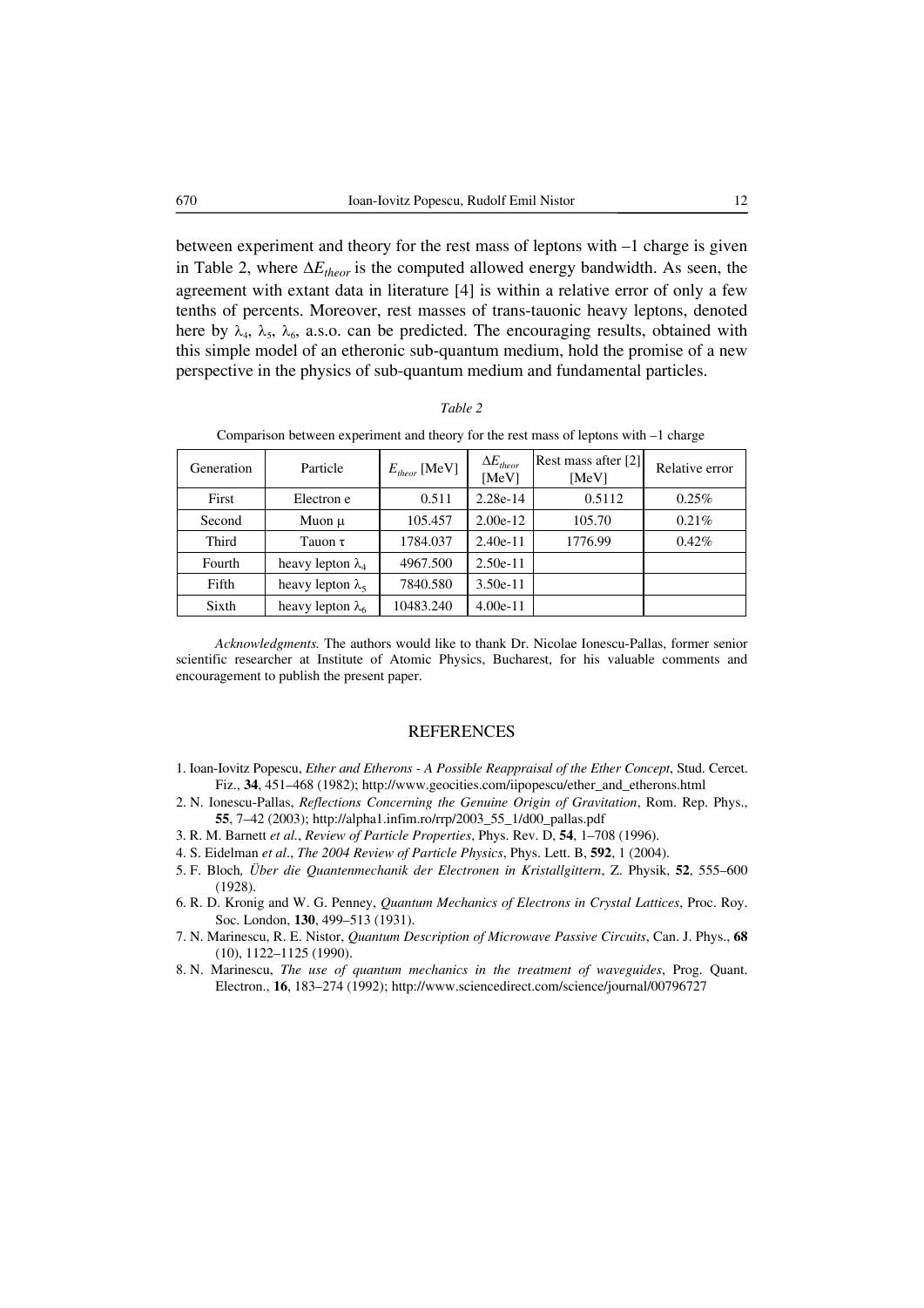between experiment and theory for the rest mass of leptons with –1 charge is given in Table 2, where $\Delta E_{theor}$ is the computed allowed energy bandwidth. As seen, the agreement with extant data in literature [4] is within a relative error of only a few tenths of percents. Moreover, rest masses of trans-tauonic heavy leptons, denoted here by $\lambda_4$, $\lambda_5$, $\lambda_6$, a.s.o. can be predicted. The encouraging results, obtained with this simple model of an etheronic sub-quantum medium, hold the promise of a new perspective in the physics of sub-quantum medium and fundamental particles.

*Table 2*

Comparison between experiment and theory for the rest mass of leptons with –1 charge

| Generation | Particle | $E_{theor}$ [MeV] | $\Delta E_{theor}$ [MeV] | Rest mass after [2] [MeV] | Relative error |
|---|---|---|---|---|---|
| First | Electron e | 0.511 | 2.28e-14 | 0.5112 | 0.25% |
| Second | Muon $\mu$ | 105.457 | 2.00e-12 | 105.70 | 0.21% |
| Third | Tauon $\tau$ | 1784.037 | 2.40e-11 | 1776.99 | 0.42% |
| Fourth | heavy lepton $\lambda_4$ | 4967.500 | 2.50e-11 | | |
| Fifth | heavy lepton $\lambda_5$ | 7840.580 | 3.50e-11 | | |
| Sixth | heavy lepton $\lambda_6$ | 10483.240 | 4.00e-11 | | |

*Acknowledgments.* The authors would like to thank Dr. Nicolae Ionescu-Pallas, former senior scientific researcher at Institute of Atomic Physics, Bucharest, for his valuable comments and encouragement to publish the present paper.

## REFERENCES

1. Ioan-Iovitz Popescu, *Ether and Etherons - A Possible Reappraisal of the Ether Concept*, Stud. Cercet. Fiz., **34**, 451–468 (1982); http://www.geocities.com/iipopescu/ether_and_etherons.html
2. N. Ionescu-Pallas, *Reflections Concerning the Genuine Origin of Gravitation*, Rom. Rep. Phys., **55**, 7–42 (2003); http://alpha1.infim.ro/rrp/2003_55_1/d00_pallas.pdf
3. R. M. Barnett *et al.*, *Review of Particle Properties*, Phys. Rev. D, **54**, 1–708 (1996).
4. S. Eidelman *et al*., *The 2004 Review of Particle Physics*, Phys. Lett. B, **592**, 1 (2004).
5. F. Bloch*, Über die Quantenmechanik der Electronen in Kristallgittern*, Z. Physik, **52**, 555–600 (1928).
6. R. D. Kronig and W. G. Penney, *Quantum Mechanics of Electrons in Crystal Lattices*, Proc. Roy. Soc. London, **130**, 499–513 (1931).
7. N. Marinescu, R. E. Nistor, *Quantum Description of Microwave Passive Circuits*, Can. J. Phys., **68** (10), 1122–1125 (1990).
8. N. Marinescu, *The use of quantum mechanics in the treatment of waveguides*, Prog. Quant. Electron., **16**, 183–274 (1992); http://www.sciencedirect.com/science/journal/00796727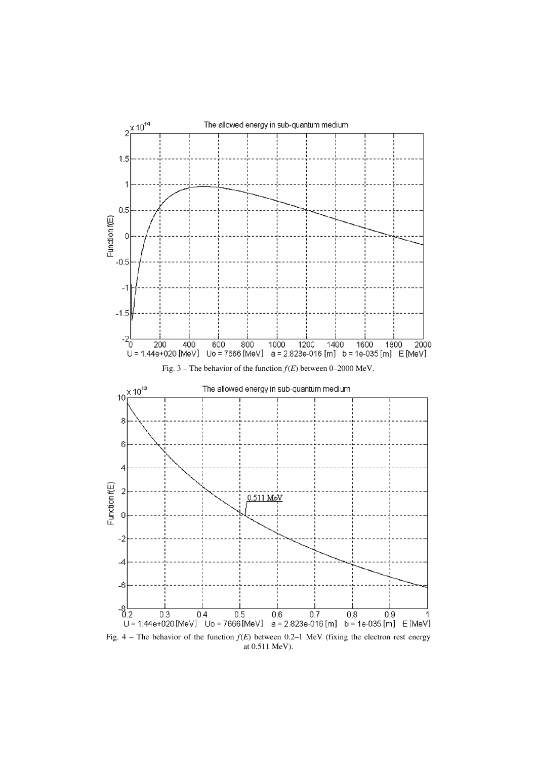Fig. 3 – The behavior of the function $f(E)$ between 0–2000 MeV.

Fig. 4 – The behavior of the function $f(E)$ between 0.2–1 MeV (fixing the electron rest energy at 0.511 MeV).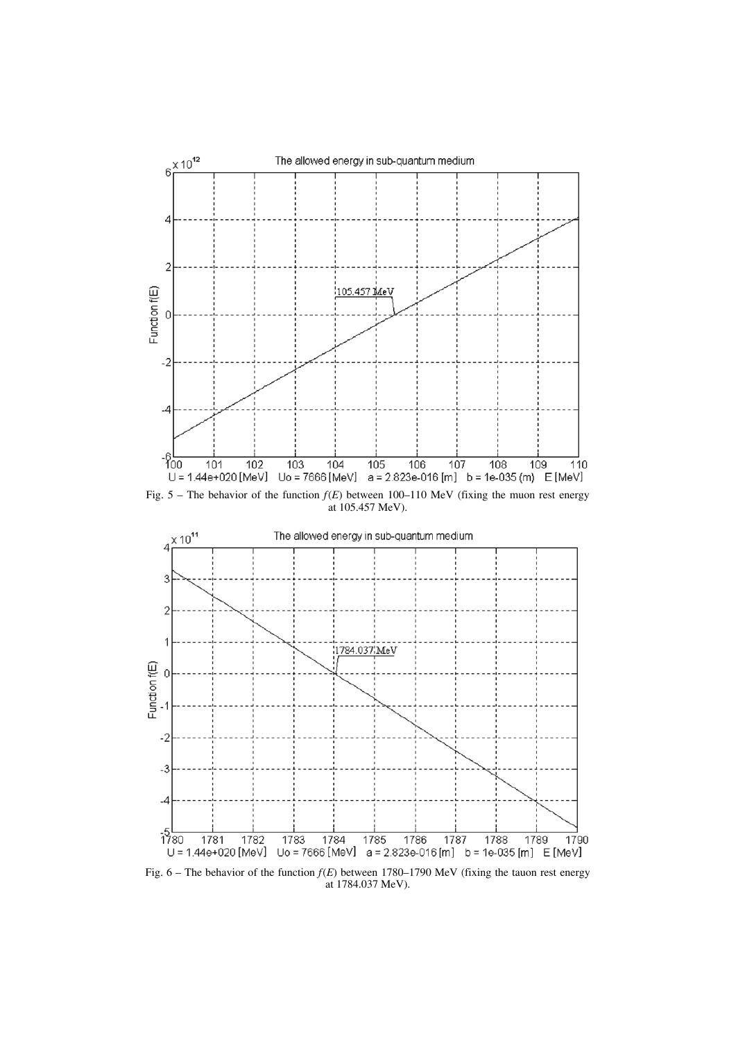The allowed energy in sub-quantum medium

x 10^12

Function f(E)

105.457 MeV

U = 1.44e+020 [MeV]   Uo = 7666 [MeV]   a = 2.823e-016 [m]   b = 1e-035 (m)   E [MeV]

Fig. 5 – The behavior of the function $f(E)$ between 100–110 MeV (fixing the muon rest energy at 105.457 MeV).

The allowed energy in sub-quantum medium

x 10^11

Function f(E)

1784.037 MeV

U = 1.44e+020 [MeV]   Uo = 7666 [MeV]   a = 2.823e-016 [m]   b = 1e-035 [m]   E [MeV]

Fig. 6 – The behavior of the function $f(E)$ between 1780–1790 MeV (fixing the tauon rest energy at 1784.037 MeV).